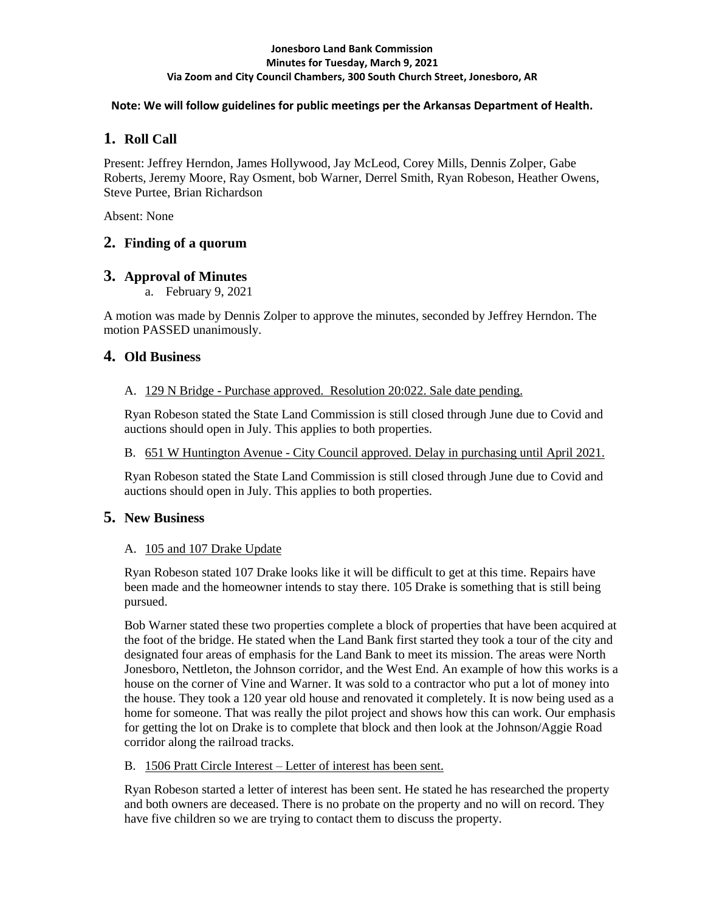**Jonesboro Land Bank Commission**
**Minutes for Tuesday, March 9, 2021**
**Via Zoom and City Council Chambers, 300 South Church Street, Jonesboro, AR**

**Note: We will follow guidelines for public meetings per the Arkansas Department of Health.**

## 1. Roll Call

Present: Jeffrey Herndon, James Hollywood, Jay McLeod, Corey Mills, Dennis Zolper, Gabe Roberts, Jeremy Moore, Ray Osment, bob Warner, Derrel Smith, Ryan Robeson, Heather Owens, Steve Purtee, Brian Richardson

Absent: None

## 2. Finding of a quorum

## 3. Approval of Minutes

a. February 9, 2021

A motion was made by Dennis Zolper to approve the minutes, seconded by Jeffrey Herndon. The motion PASSED unanimously.

## 4. Old Business

A. 129 N Bridge - Purchase approved. Resolution 20:022. Sale date pending.

Ryan Robeson stated the State Land Commission is still closed through June due to Covid and auctions should open in July. This applies to both properties.

B. 651 W Huntington Avenue - City Council approved. Delay in purchasing until April 2021.

Ryan Robeson stated the State Land Commission is still closed through June due to Covid and auctions should open in July. This applies to both properties.

## 5. New Business

A. 105 and 107 Drake Update

Ryan Robeson stated 107 Drake looks like it will be difficult to get at this time. Repairs have been made and the homeowner intends to stay there. 105 Drake is something that is still being pursued.

Bob Warner stated these two properties complete a block of properties that have been acquired at the foot of the bridge. He stated when the Land Bank first started they took a tour of the city and designated four areas of emphasis for the Land Bank to meet its mission. The areas were North Jonesboro, Nettleton, the Johnson corridor, and the West End. An example of how this works is a house on the corner of Vine and Warner. It was sold to a contractor who put a lot of money into the house. They took a 120 year old house and renovated it completely. It is now being used as a home for someone. That was really the pilot project and shows how this can work. Our emphasis for getting the lot on Drake is to complete that block and then look at the Johnson/Aggie Road corridor along the railroad tracks.

B. 1506 Pratt Circle Interest – Letter of interest has been sent.

Ryan Robeson started a letter of interest has been sent. He stated he has researched the property and both owners are deceased. There is no probate on the property and no will on record. They have five children so we are trying to contact them to discuss the property.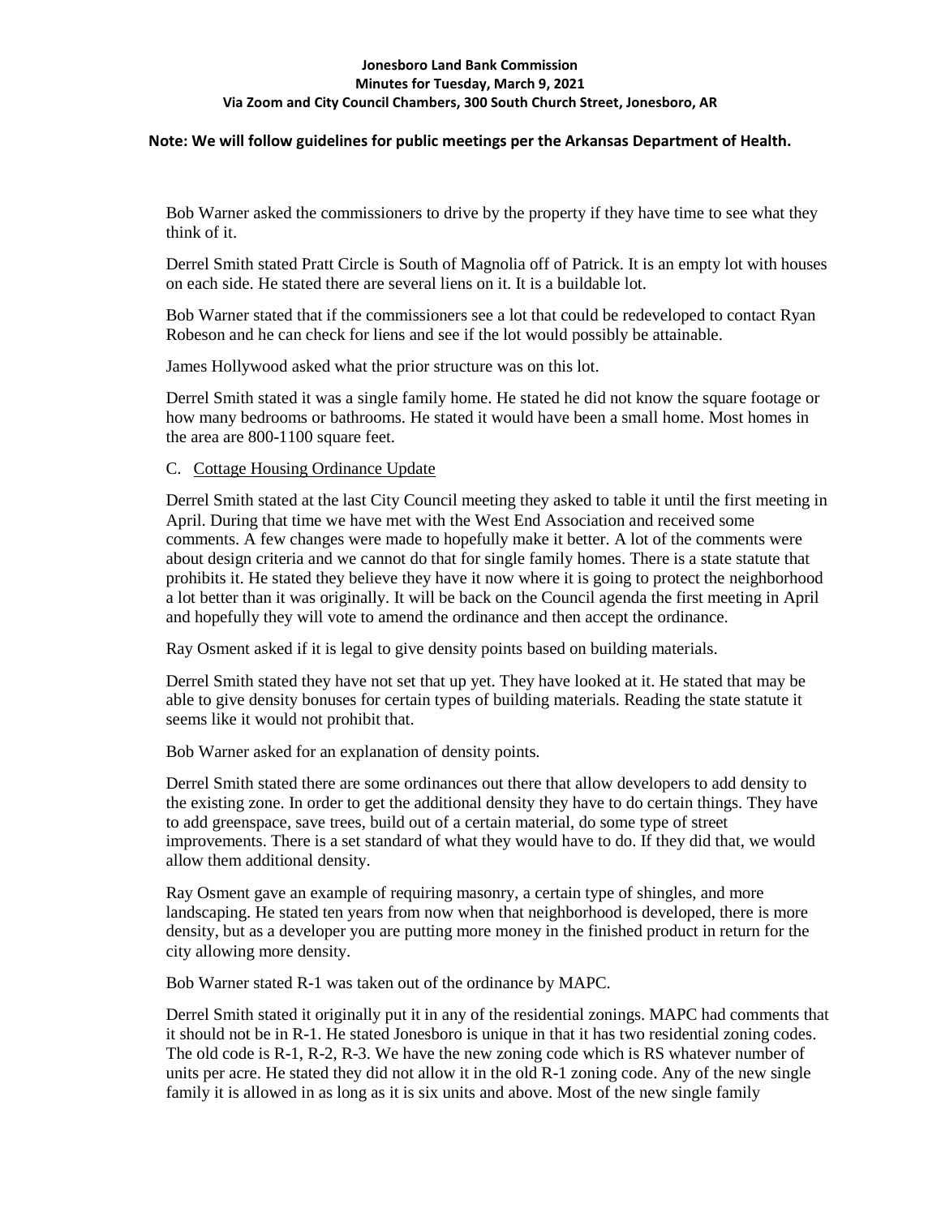Bob Warner asked the commissioners to drive by the property if they have time to see what they think of it.

Derrel Smith stated Pratt Circle is South of Magnolia off of Patrick. It is an empty lot with houses on each side. He stated there are several liens on it. It is a buildable lot.

Bob Warner stated that if the commissioners see a lot that could be redeveloped to contact Ryan Robeson and he can check for liens and see if the lot would possibly be attainable.

James Hollywood asked what the prior structure was on this lot.

Derrel Smith stated it was a single family home. He stated he did not know the square footage or how many bedrooms or bathrooms. He stated it would have been a small home. Most homes in the area are 800-1100 square feet.

C. Cottage Housing Ordinance Update

Derrel Smith stated at the last City Council meeting they asked to table it until the first meeting in April. During that time we have met with the West End Association and received some comments. A few changes were made to hopefully make it better. A lot of the comments were about design criteria and we cannot do that for single family homes. There is a state statute that prohibits it. He stated they believe they have it now where it is going to protect the neighborhood a lot better than it was originally. It will be back on the Council agenda the first meeting in April and hopefully they will vote to amend the ordinance and then accept the ordinance.

Ray Osment asked if it is legal to give density points based on building materials.

Derrel Smith stated they have not set that up yet. They have looked at it. He stated that may be able to give density bonuses for certain types of building materials. Reading the state statute it seems like it would not prohibit that.

Bob Warner asked for an explanation of density points.

Derrel Smith stated there are some ordinances out there that allow developers to add density to the existing zone. In order to get the additional density they have to do certain things. They have to add greenspace, save trees, build out of a certain material, do some type of street improvements. There is a set standard of what they would have to do. If they did that, we would allow them additional density.

Ray Osment gave an example of requiring masonry, a certain type of shingles, and more landscaping. He stated ten years from now when that neighborhood is developed, there is more density, but as a developer you are putting more money in the finished product in return for the city allowing more density.

Bob Warner stated R-1 was taken out of the ordinance by MAPC.

Derrel Smith stated it originally put it in any of the residential zonings. MAPC had comments that it should not be in R-1. He stated Jonesboro is unique in that it has two residential zoning codes. The old code is R-1, R-2, R-3. We have the new zoning code which is RS whatever number of units per acre. He stated they did not allow it in the old R-1 zoning code. Any of the new single family it is allowed in as long as it is six units and above. Most of the new single family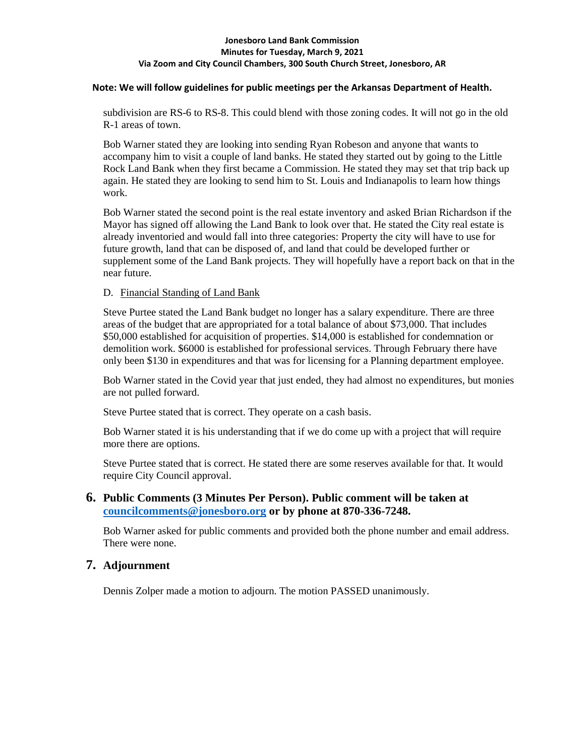subdivision are RS-6 to RS-8. This could blend with those zoning codes. It will not go in the old R-1 areas of town.

Bob Warner stated they are looking into sending Ryan Robeson and anyone that wants to accompany him to visit a couple of land banks. He stated they started out by going to the Little Rock Land Bank when they first became a Commission. He stated they may set that trip back up again. He stated they are looking to send him to St. Louis and Indianapolis to learn how things work.

Bob Warner stated the second point is the real estate inventory and asked Brian Richardson if the Mayor has signed off allowing the Land Bank to look over that. He stated the City real estate is already inventoried and would fall into three categories: Property the city will have to use for future growth, land that can be disposed of, and land that could be developed further or supplement some of the Land Bank projects. They will hopefully have a report back on that in the near future.

D. Financial Standing of Land Bank

Steve Purtee stated the Land Bank budget no longer has a salary expenditure. There are three areas of the budget that are appropriated for a total balance of about $73,000. That includes $50,000 established for acquisition of properties. $14,000 is established for condemnation or demolition work. $6000 is established for professional services. Through February there have only been $130 in expenditures and that was for licensing for a Planning department employee.

Bob Warner stated in the Covid year that just ended, they had almost no expenditures, but monies are not pulled forward.

Steve Purtee stated that is correct. They operate on a cash basis.

Bob Warner stated it is his understanding that if we do come up with a project that will require more there are options.

Steve Purtee stated that is correct. He stated there are some reserves available for that. It would require City Council approval.

## 6. Public Comments (3 Minutes Per Person). Public comment will be taken at councilcomments@jonesboro.org or by phone at 870-336-7248.

Bob Warner asked for public comments and provided both the phone number and email address. There were none.

## 7. Adjournment

Dennis Zolper made a motion to adjourn. The motion PASSED unanimously.